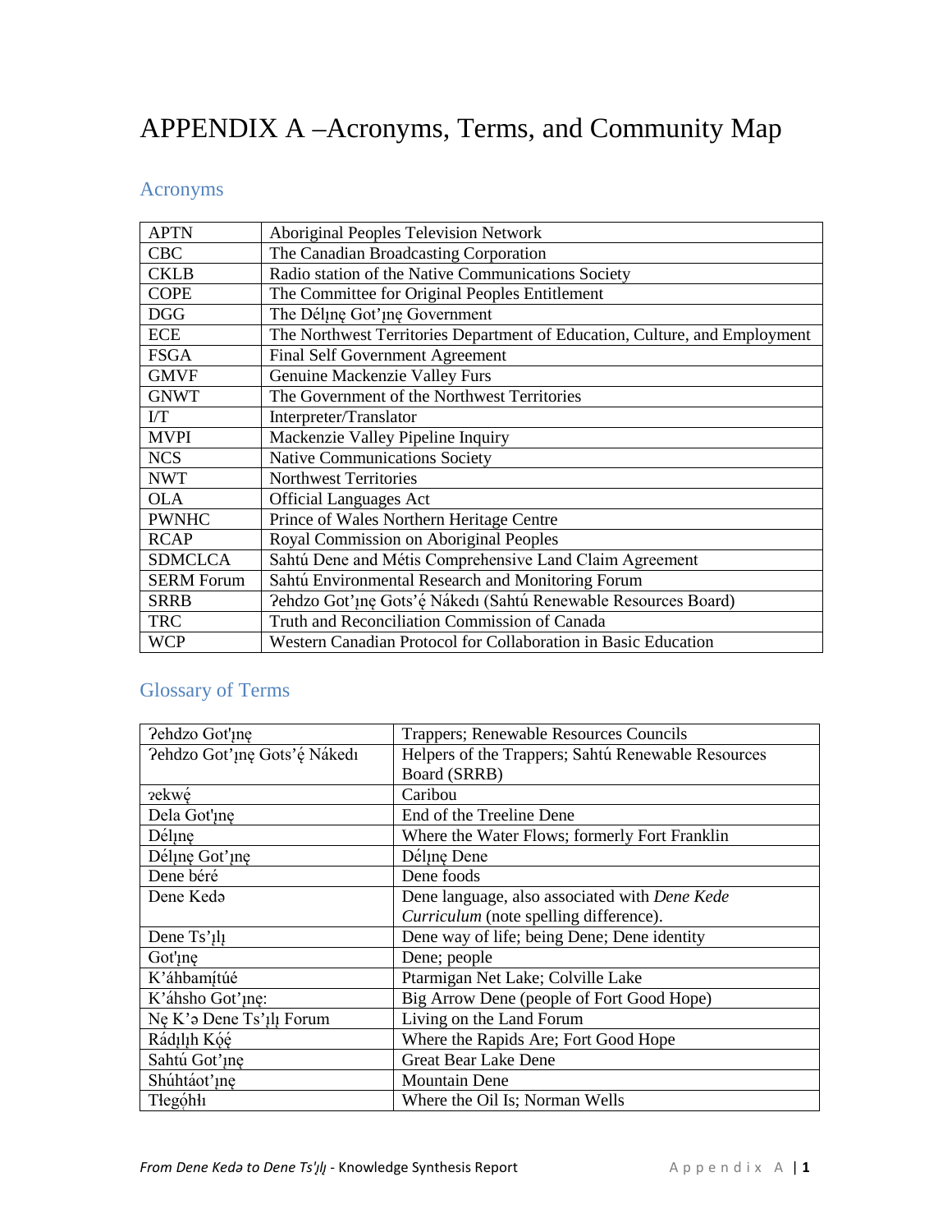# APPENDIX A –Acronyms, Terms, and Community Map

## Acronyms

| | |
|---|---|
| APTN | Aboriginal Peoples Television Network |
| CBC | The Canadian Broadcasting Corporation |
| CKLB | Radio station of the Native Communications Society |
| COPE | The Committee for Original Peoples Entitlement |
| DGG | The Délı̨nę Got'ı̨nę Government |
| ECE | The Northwest Territories Department of Education, Culture, and Employment |
| FSGA | Final Self Government Agreement |
| GMVF | Genuine Mackenzie Valley Furs |
| GNWT | The Government of the Northwest Territories |
| I/T | Interpreter/Translator |
| MVPI | Mackenzie Valley Pipeline Inquiry |
| NCS | Native Communications Society |
| NWT | Northwest Territories |
| OLA | Official Languages Act |
| PWNHC | Prince of Wales Northern Heritage Centre |
| RCAP | Royal Commission on Aboriginal Peoples |
| SDMCLCA | Sahtú Dene and Métis Comprehensive Land Claim Agreement |
| SERM Forum | Sahtú Environmental Research and Monitoring Forum |
| SRRB | ʔehdzo Got'ı̨nę Gots'ę́ Nákedı (Sahtú Renewable Resources Board) |
| TRC | Truth and Reconciliation Commission of Canada |
| WCP | Western Canadian Protocol for Collaboration in Basic Education |

## Glossary of Terms

| | |
|---|---|
| ʔehdzo Got'ı̨nę | Trappers; Renewable Resources Councils |
| ʔehdzo Got'ı̨nę Gots'ę́ Nákedı | Helpers of the Trappers; Sahtú Renewable Resources Board (SRRB) |
| ɂekwę́ | Caribou |
| Dela Got'ı̨nę | End of the Treeline Dene |
| Délı̨nę | Where the Water Flows; formerly Fort Franklin |
| Délı̨nę Got'ı̨nę | Délı̨nę Dene |
| Dene béré | Dene foods |
| Dene Kedə | Dene language, also associated with *Dene Kede Curriculum* (note spelling difference). |
| Dene Ts'ı̨lı̨ | Dene way of life; being Dene; Dene identity |
| Got'ı̨nę | Dene; people |
| K'áhbamı́ túé | Ptarmigan Net Lake; Colville Lake |
| K'áhsho Got'ı̨nę: | Big Arrow Dene (people of Fort Good Hope) |
| Nę K'ə Dene Ts'ı̨lı̨ Forum | Living on the Land Forum |
| Rádı̨lı̨h Kǫ́ę́ | Where the Rapids Are; Fort Good Hope |
| Sahtú Got'ı̨nę | Great Bear Lake Dene |
| Shúhtáot'ı̨nę | Mountain Dene |
| Tłegǫ́hłı | Where the Oil Is; Norman Wells |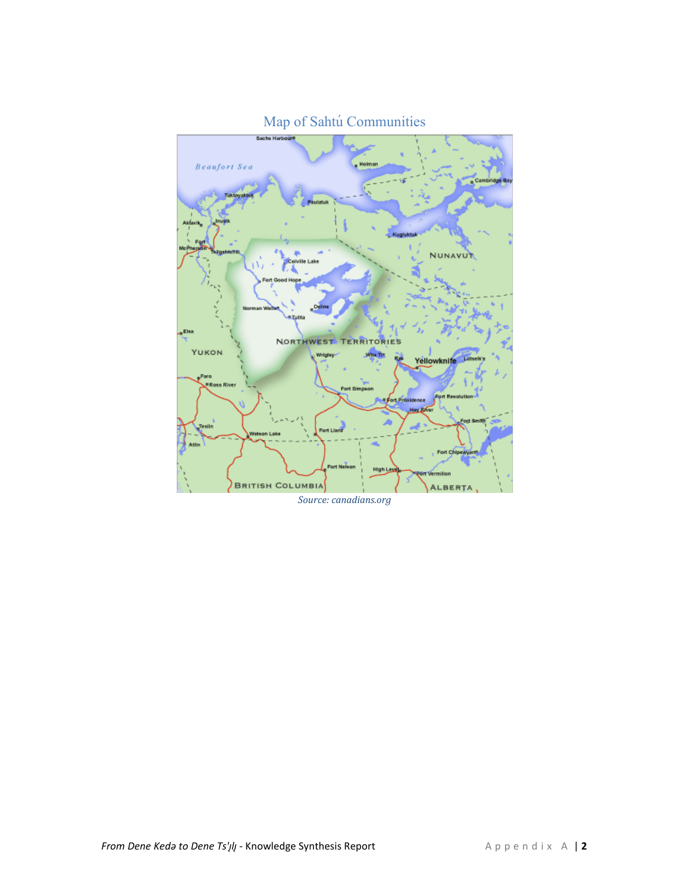## Map of Sahtú Communities

Sachs Harbour

Beaufort Sea

Holman

Cambridge Bay

Tuktoyaktuk

Paulatuk

Aklavik

Inuvik

Fort McPherson

Tsiigehtchic

Kugluktuk

Colville Lake

NUNAVUT

Fort Good Hope

Norman Wells

Deline

Tulita

Elsa

NORTHWEST TERRITORIES

YUKON

Wrigley

Wha Ti

Rae

Yellowknife

Lutselk'e

Faro

Ross River

Fort Simpson

Fort Providence

Fort Resolution

Hay River

Fort Smith

Teslin

Watson Lake

Fort Liard

Atlin

Fort Chipewyan

Fort Nelson

High Level

Fort Vermilion

BRITISH COLUMBIA

ALBERTA

*Source: canadians.org*